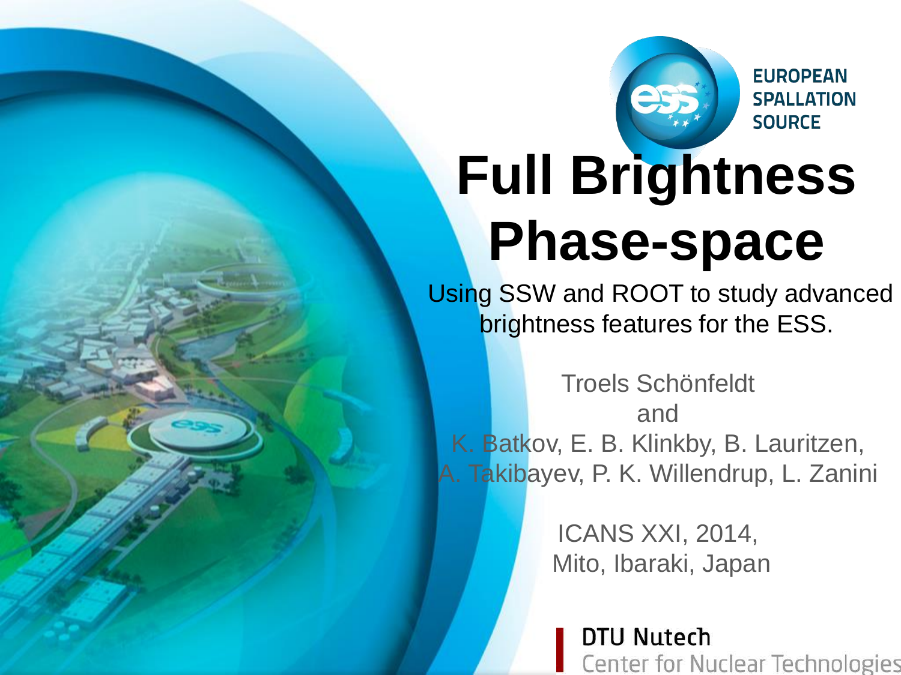EUROPEAN SPALLATION SOURCE

# Full Brightness Phase-space

Using SSW and ROOT to study advanced brightness features for the ESS.

Troels Schönfeldt
and
K. Batkov, E. B. Klinkby, B. Lauritzen, A. Takibayev, P. K. Willendrup, L. Zanini

ICANS XXI, 2014,
Mito, Ibaraki, Japan

DTU Nutech
Center for Nuclear Technologies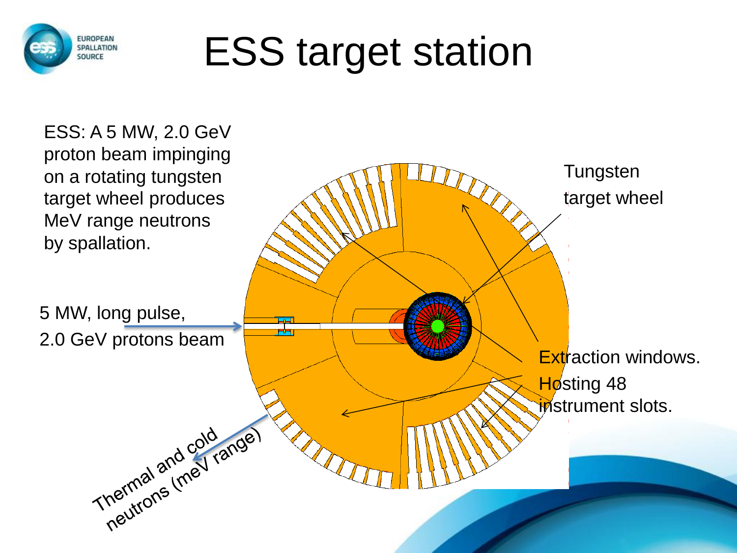# ESS target station

ESS: A 5 MW, 2.0 GeV proton beam impinging on a rotating tungsten target wheel produces MeV range neutrons by spallation.

5 MW, long pulse, 2.0 GeV protons beam

Tungsten target wheel

Extraction windows. Hosting 48 instrument slots.

Thermal and cold neutrons (meV range)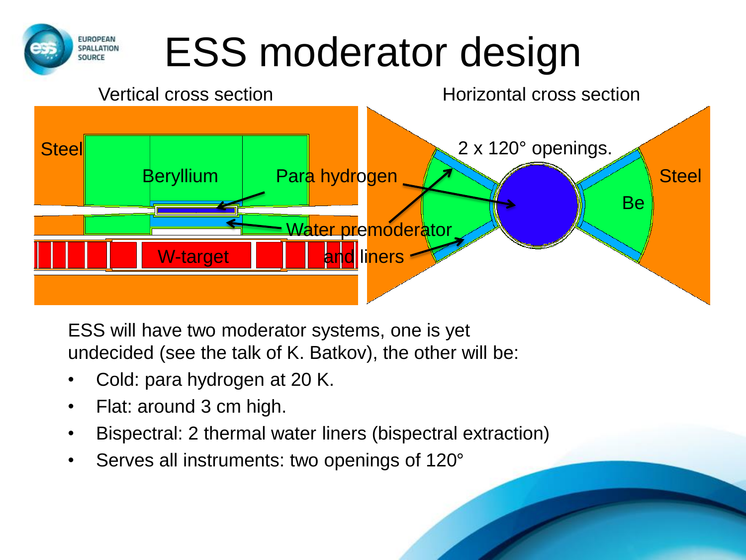# ESS moderator design

Vertical cross section

Horizontal cross section

Steel

Beryllium

Para hydrogen

2 x 120° openings.

Steel

Be

Water premoderator and liners

W-target

ESS will have two moderator systems, one is yet undecided (see the talk of K. Batkov), the other will be:

- Cold: para hydrogen at 20 K.
- Flat: around 3 cm high.
- Bispectral: 2 thermal water liners (bispectral extraction)
- Serves all instruments: two openings of 120°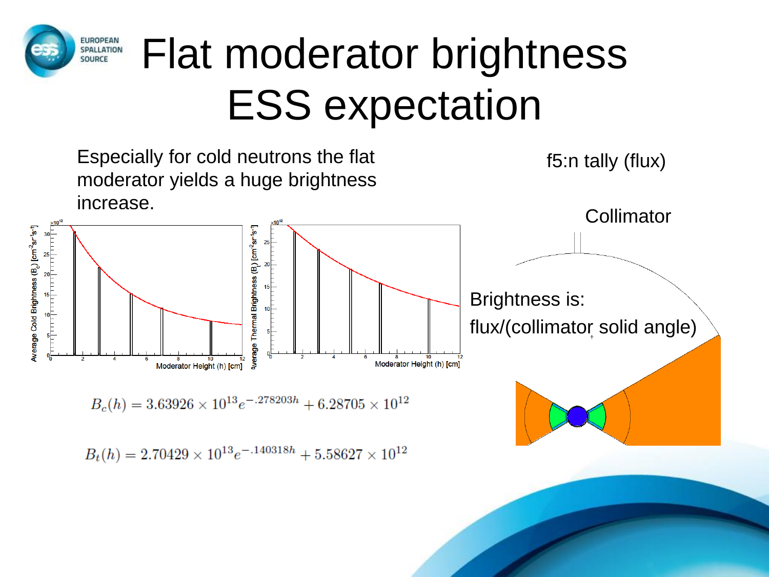# Flat moderator brightness ESS expectation

Especially for cold neutrons the flat moderator yields a huge brightness increase.

f5:n tally (flux)

Collimator

Brightness is:

flux/(collimator solid angle)

$$B_c(h) = 3.63926 \times 10^{13} e^{-.278203h} + 6.28705 \times 10^{12}$$

$$B_t(h) = 2.70429 \times 10^{13} e^{-.140318h} + 5.58627 \times 10^{12}$$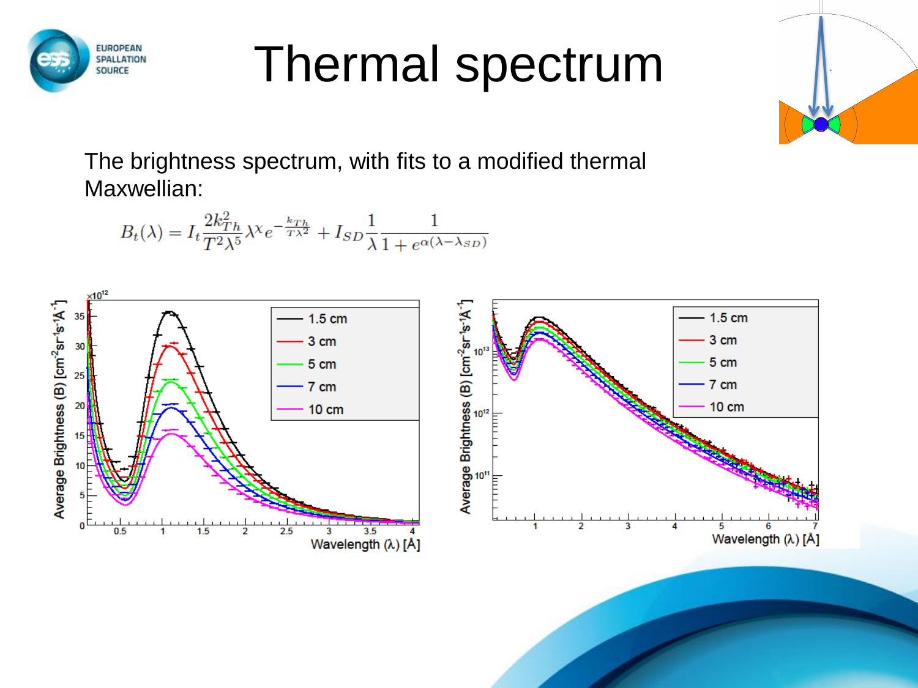# Thermal spectrum

The brightness spectrum, with fits to a modified thermal Maxwellian:

$$B_t(\lambda) = I_t \frac{2k_{Th}^2}{T^2\lambda^5} \lambda^{\chi} e^{-\frac{k_{Th}}{T\lambda^2}} + I_{SD}\frac{1}{\lambda}\frac{1}{1+e^{\alpha(\lambda-\lambda_{SD})}}$$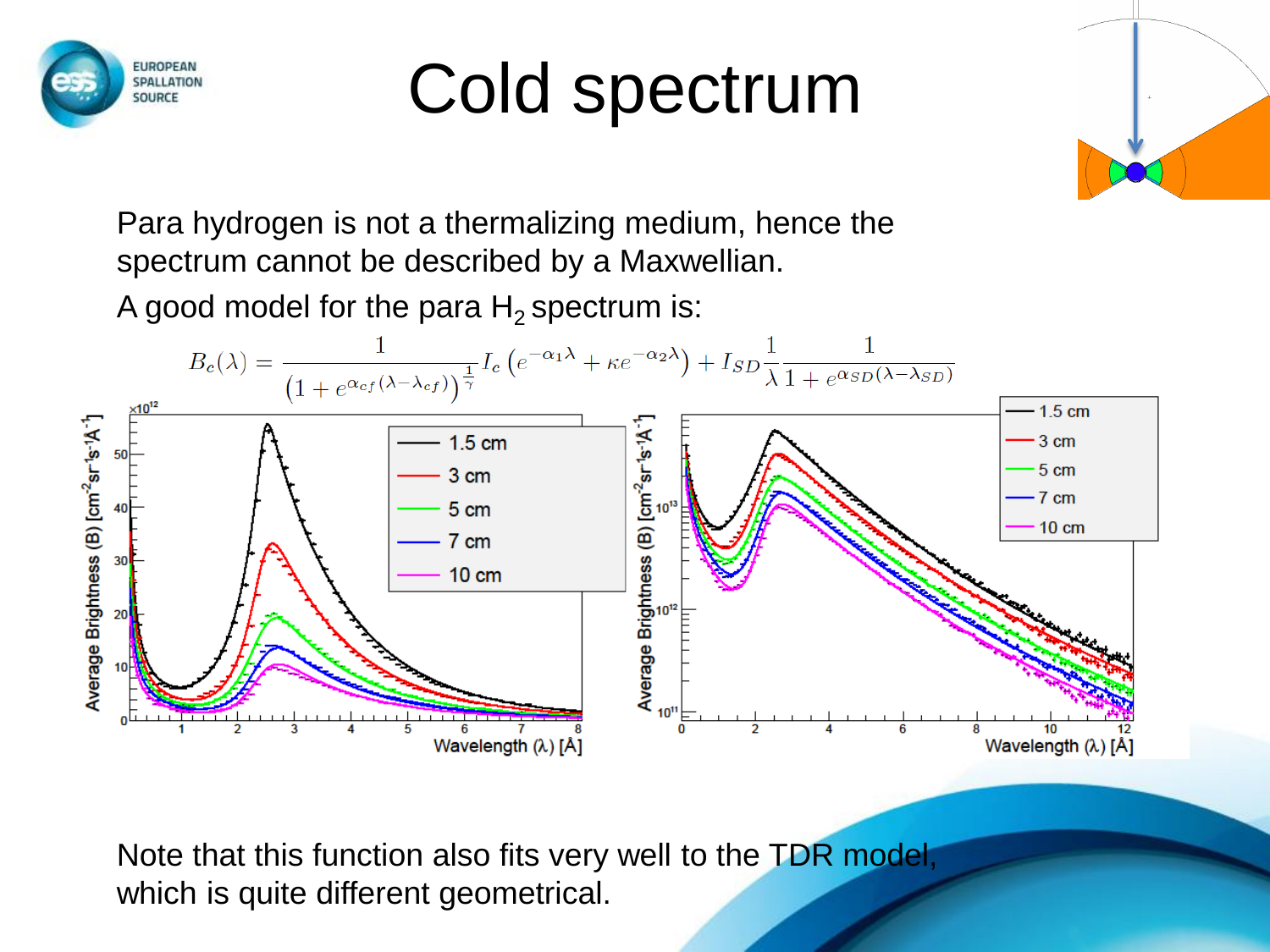# Cold spectrum

Para hydrogen is not a thermalizing medium, hence the spectrum cannot be described by a Maxwellian.

A good model for the para $H_2$ spectrum is:

$$B_c(\lambda) = \frac{1}{\left(1 + e^{\alpha_{cf}(\lambda - \lambda_{cf})}\right)^{\frac{1}{\gamma}}} I_c \left(e^{-\alpha_1 \lambda} + \kappa e^{-\alpha_2 \lambda}\right) + I_{SD} \frac{1}{\lambda} \frac{1}{1 + e^{\alpha_{SD}(\lambda - \lambda_{SD})}}$$

Note that this function also fits very well to the TDR model, which is quite different geometrical.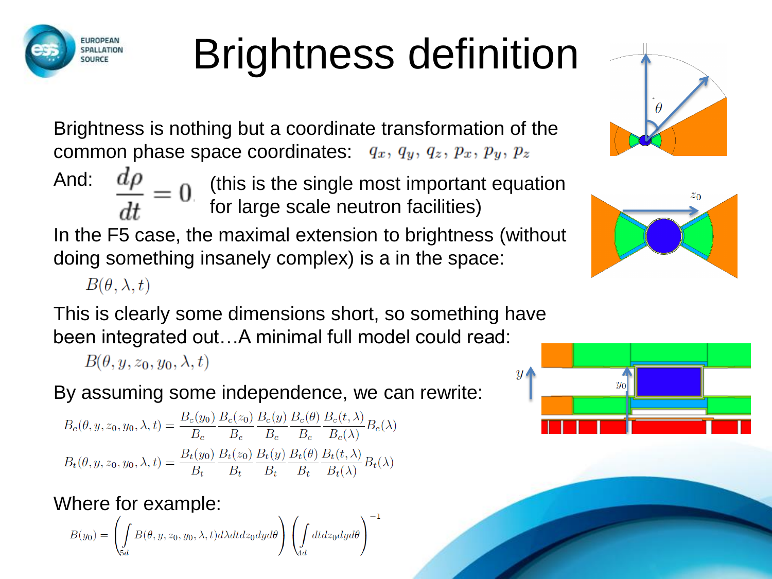# Brightness definition

Brightness is nothing but a coordinate transformation of the common phase space coordinates: $q_x, q_y, q_z, p_x, p_y, p_z$

And: $\frac{d\rho}{dt} = 0$ (this is the single most important equation for large scale neutron facilities)

In the F5 case, the maximal extension to brightness (without doing something insanely complex) is a in the space:

$$B(\theta, \lambda, t)$$

This is clearly some dimensions short, so something have been integrated out…A minimal full model could read:

$$B(\theta, y, z_0, y_0, \lambda, t)$$

By assuming some independence, we can rewrite:

$$B_c(\theta, y, z_0, y_0, \lambda, t) = \frac{B_c(y_0)}{B_c}\frac{B_c(z_0)}{B_c}\frac{B_c(y)}{B_c}\frac{B_c(\theta)}{B_c}\frac{B_c(t,\lambda)}{B_c(\lambda)}B_c(\lambda)$$

$$B_t(\theta, y, z_0, y_0, \lambda, t) = \frac{B_t(y_0)}{B_t}\frac{B_t(z_0)}{B_t}\frac{B_t(y)}{B_t}\frac{B_t(\theta)}{B_t}\frac{B_t(t,\lambda)}{B_t(\lambda)}B_t(\lambda)$$

Where for example:

$$B(y_0) = \left(\int_{5d} B(\theta, y, z_0, y_0, \lambda, t)\, d\lambda\, dt\, dz_0\, dy\, d\theta\right)\left(\int_{4d} dt\, dz_0\, dy\, d\theta\right)^{-1}$$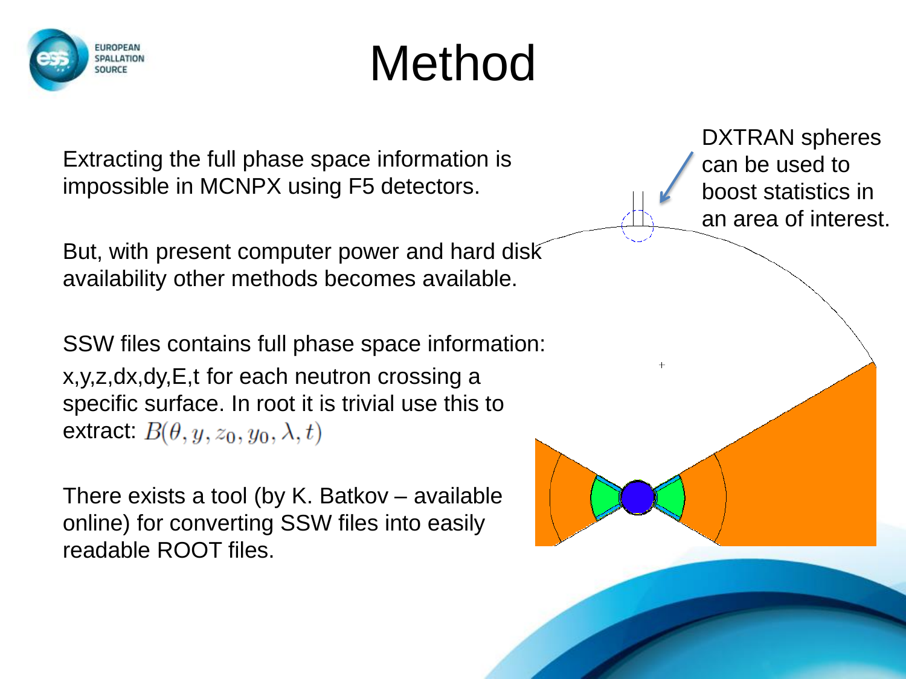# Method

Extracting the full phase space information is impossible in MCNPX using F5 detectors.

But, with present computer power and hard disk availability other methods becomes available.

SSW files contains full phase space information: x,y,z,dx,dy,E,t for each neutron crossing a specific surface. In root it is trivial use this to extract: $B(\theta, y, z_0, y_0, \lambda, t)$

There exists a tool (by K. Batkov – available online) for converting SSW files into easily readable ROOT files.

DXTRAN spheres can be used to boost statistics in an area of interest.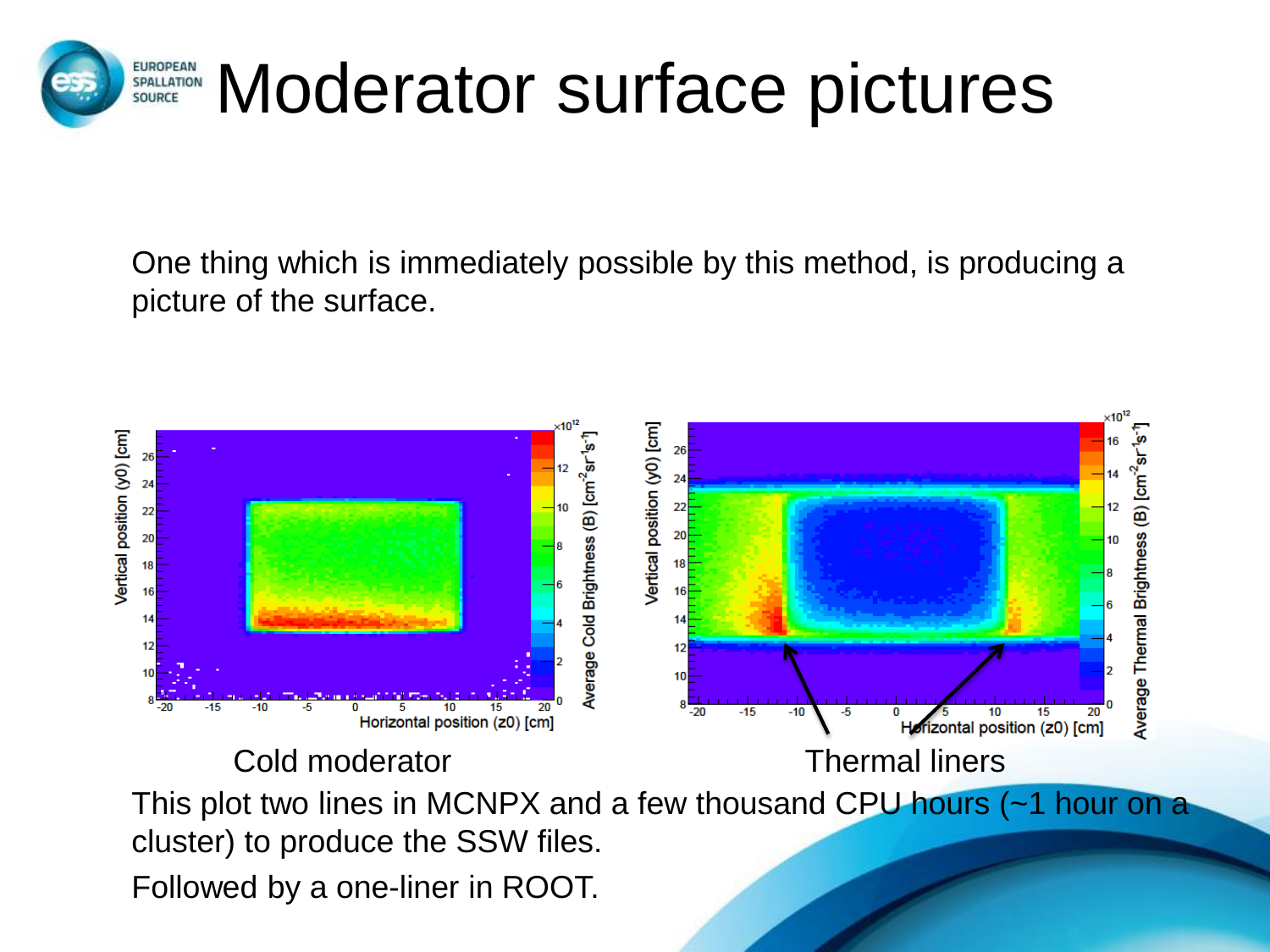# Moderator surface pictures

One thing which is immediately possible by this method, is producing a picture of the surface.

Cold moderator

Thermal liners

This plot two lines in MCNPX and a few thousand CPU hours (~1 hour on a cluster) to produce the SSW files.

Followed by a one-liner in ROOT.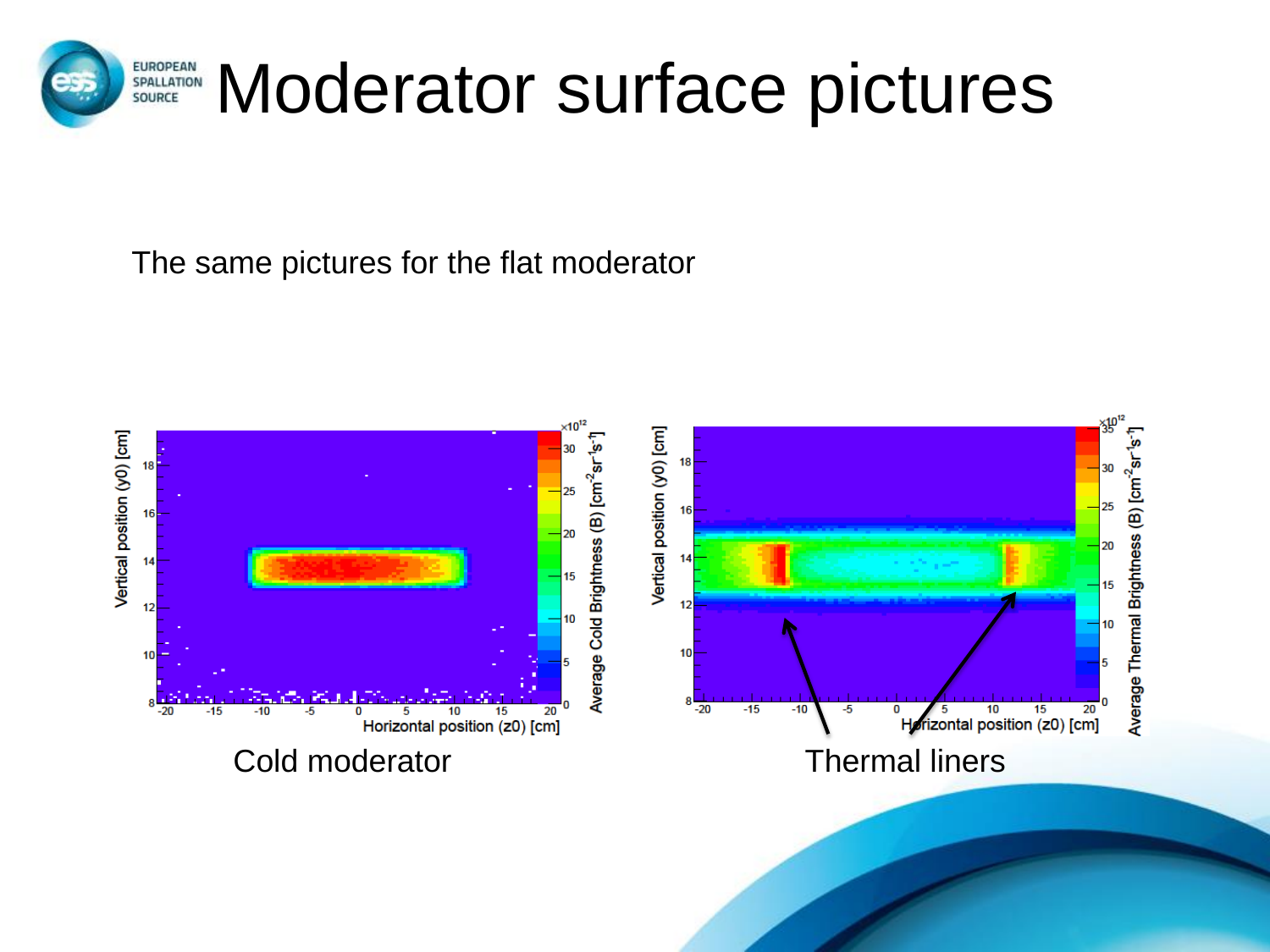# Moderator surface pictures

The same pictures for the flat moderator

Cold moderator

Thermal liners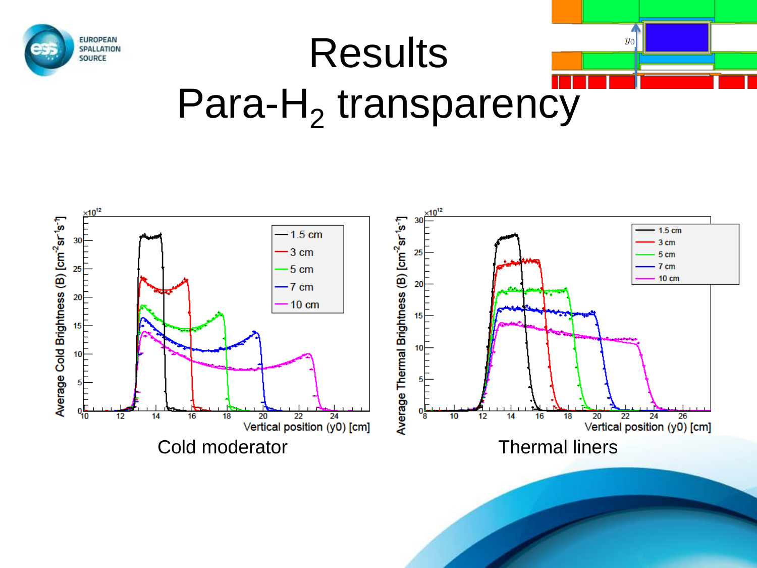# Results
## Para-$H_2$ transparency

Cold moderator

Thermal liners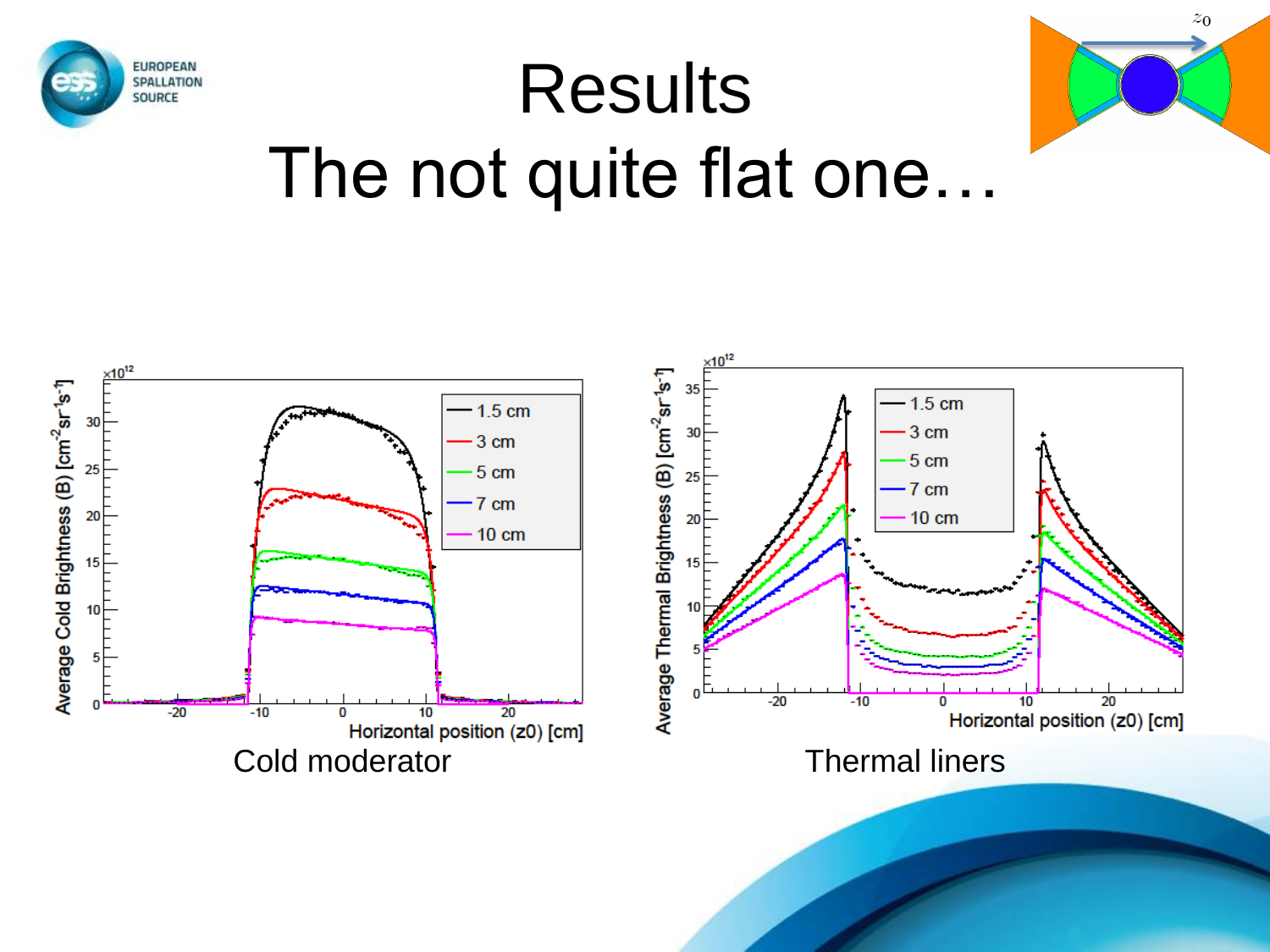# Results

## The not quite flat one…

Cold moderator

Thermal liners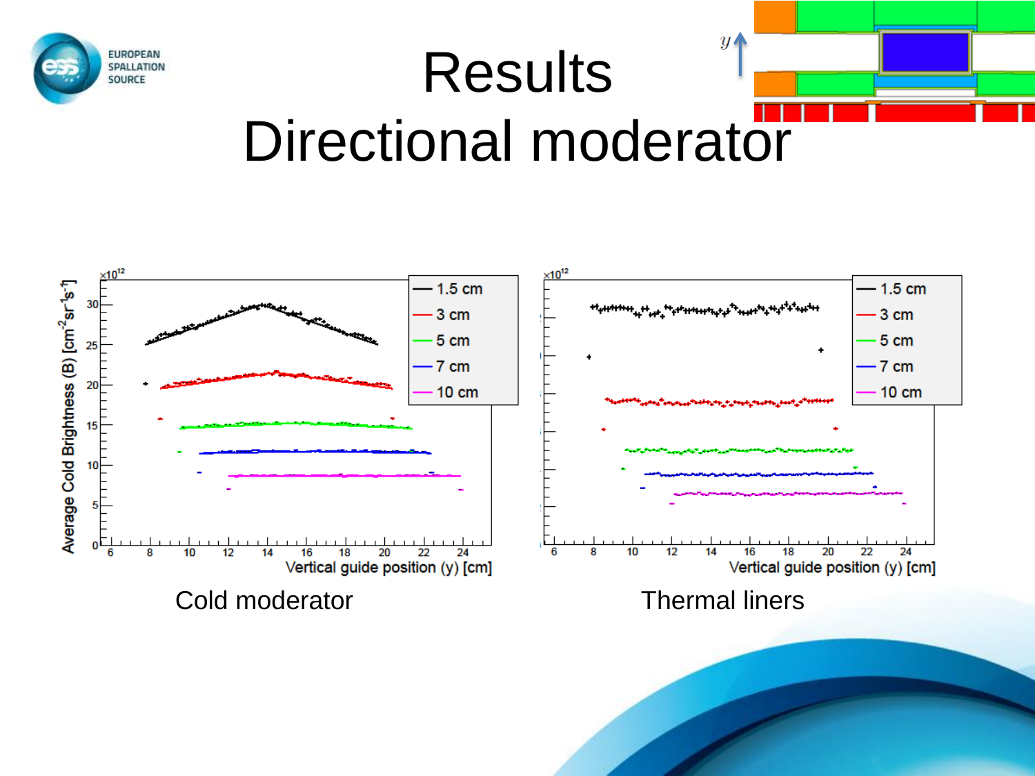# Results
# Directional moderator

Cold moderator

Thermal liners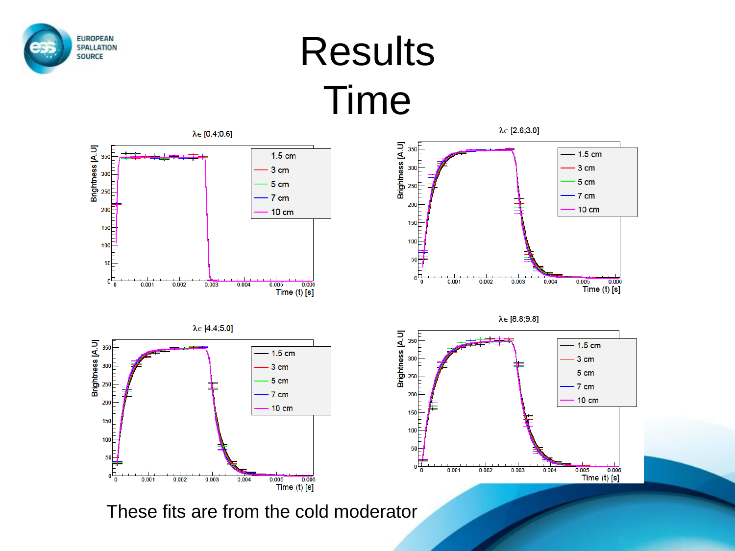# Results
# Time

These fits are from the cold moderator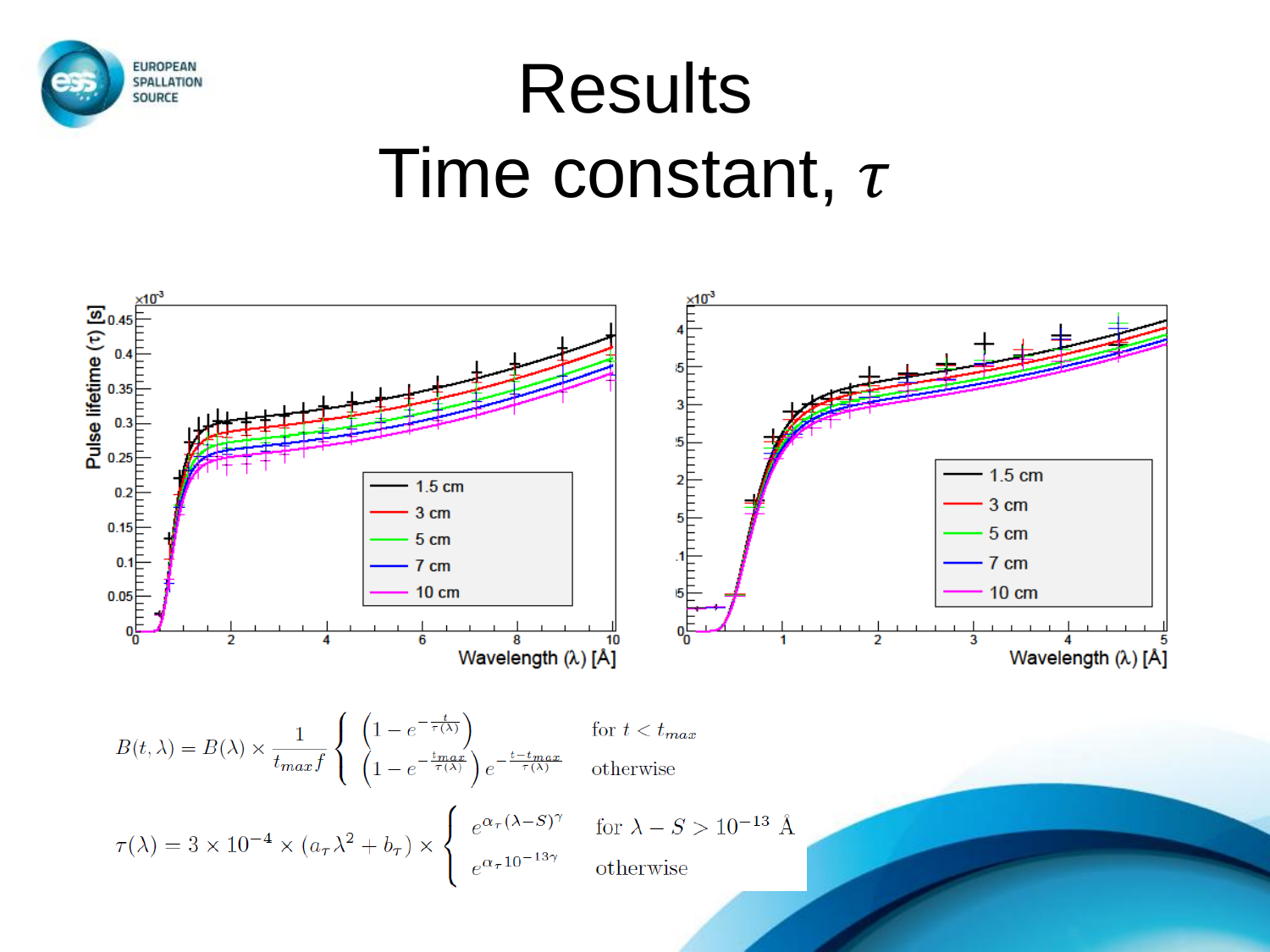# Results

# Time constant, $\tau$

$$B(t,\lambda) = B(\lambda) \times \frac{1}{t_{max} f} \begin{cases} \left(1 - e^{-\frac{t}{\tau(\lambda)}}\right) & \text{for } t < t_{max} \\ \left(1 - e^{-\frac{t_{max}}{\tau(\lambda)}}\right) e^{-\frac{t - t_{max}}{\tau(\lambda)}} & \text{otherwise} \end{cases}$$

$$\tau(\lambda) = 3 \times 10^{-4} \times (a_\tau \lambda^2 + b_\tau) \times \begin{cases} e^{\alpha_\tau (\lambda - S)^\gamma} & \text{for } \lambda - S > 10^{-13} \text{ Å} \\ e^{\alpha_\tau 10^{-13\gamma}} & \text{otherwise} \end{cases}$$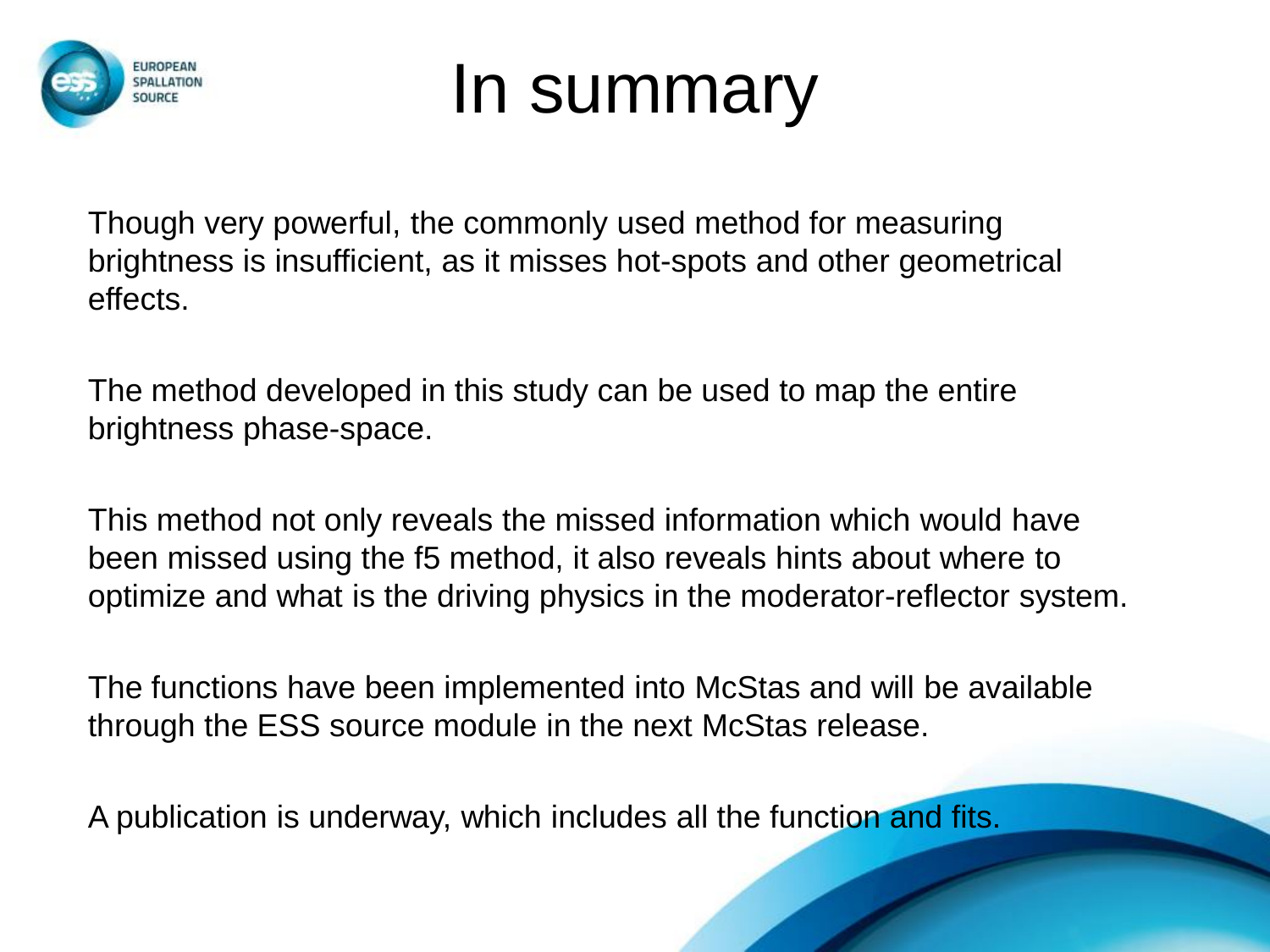# In summary

Though very powerful, the commonly used method for measuring brightness is insufficient, as it misses hot-spots and other geometrical effects.

The method developed in this study can be used to map the entire brightness phase-space.

This method not only reveals the missed information which would have been missed using the f5 method, it also reveals hints about where to optimize and what is the driving physics in the moderator-reflector system.

The functions have been implemented into McStas and will be available through the ESS source module in the next McStas release.

A publication is underway, which includes all the function and fits.